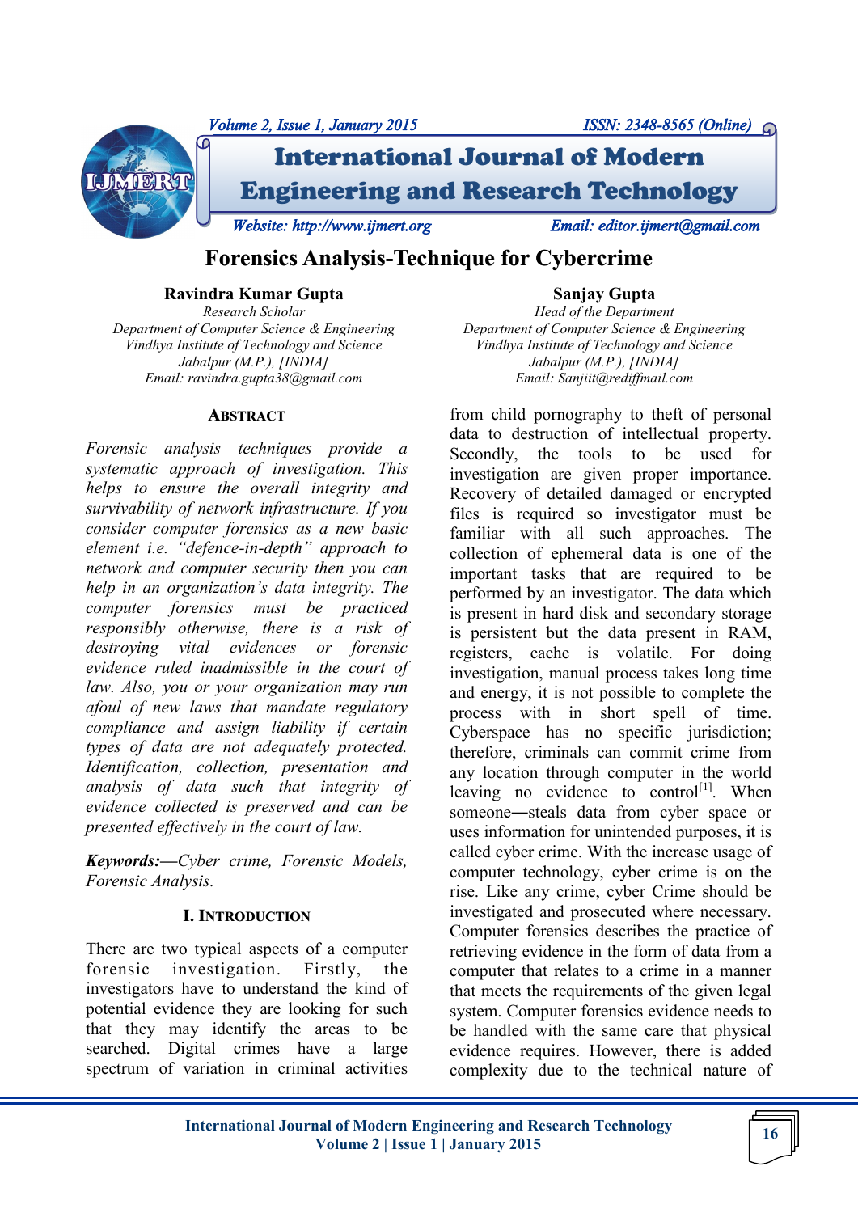# Forensics Analysis-Technique for Cybercrime

**Ravindra Kumar Gupta**
*Research Scholar*
*Department of Computer Science & Engineering*
*Vindhya Institute of Technology and Science*
*Jabalpur (M.P.), [INDIA]*
*Email: ravindra.gupta38@gmail.com*

**Sanjay Gupta**
*Head of the Department*
*Department of Computer Science & Engineering*
*Vindhya Institute of Technology and Science*
*Jabalpur (M.P.), [INDIA]*
*Email: Sanjiit@rediffmail.com*

## ABSTRACT

*Forensic analysis techniques provide a systematic approach of investigation. This helps to ensure the overall integrity and survivability of network infrastructure. If you consider computer forensics as a new basic element i.e. "defence-in-depth" approach to network and computer security then you can help in an organization's data integrity. The computer forensics must be practiced responsibly otherwise, there is a risk of destroying vital evidences or forensic evidence ruled inadmissible in the court of law. Also, you or your organization may run afoul of new laws that mandate regulatory compliance and assign liability if certain types of data are not adequately protected. Identification, collection, presentation and analysis of data such that integrity of evidence collected is preserved and can be presented effectively in the court of law.*

***Keywords:*—*Cyber crime, Forensic Models, Forensic Analysis.***

## I. INTRODUCTION

There are two typical aspects of a computer forensic investigation. Firstly, the investigators have to understand the kind of potential evidence they are looking for such that they may identify the areas to be searched. Digital crimes have a large spectrum of variation in criminal activities from child pornography to theft of personal data to destruction of intellectual property. Secondly, the tools to be used for investigation are given proper importance. Recovery of detailed damaged or encrypted files is required so investigator must be familiar with all such approaches. The collection of ephemeral data is one of the important tasks that are required to be performed by an investigator. The data which is present in hard disk and secondary storage is persistent but the data present in RAM, registers, cache is volatile. For doing investigation, manual process takes long time and energy, it is not possible to complete the process with in short spell of time. Cyberspace has no specific jurisdiction; therefore, criminals can commit crime from any location through computer in the world leaving no evidence to control[1]. When someone―steals data from cyber space or uses information for unintended purposes, it is called cyber crime. With the increase usage of computer technology, cyber crime is on the rise. Like any crime, cyber Crime should be investigated and prosecuted where necessary. Computer forensics describes the practice of retrieving evidence in the form of data from a computer that relates to a crime in a manner that meets the requirements of the given legal system. Computer forensics evidence needs to be handled with the same care that physical evidence requires. However, there is added complexity due to the technical nature of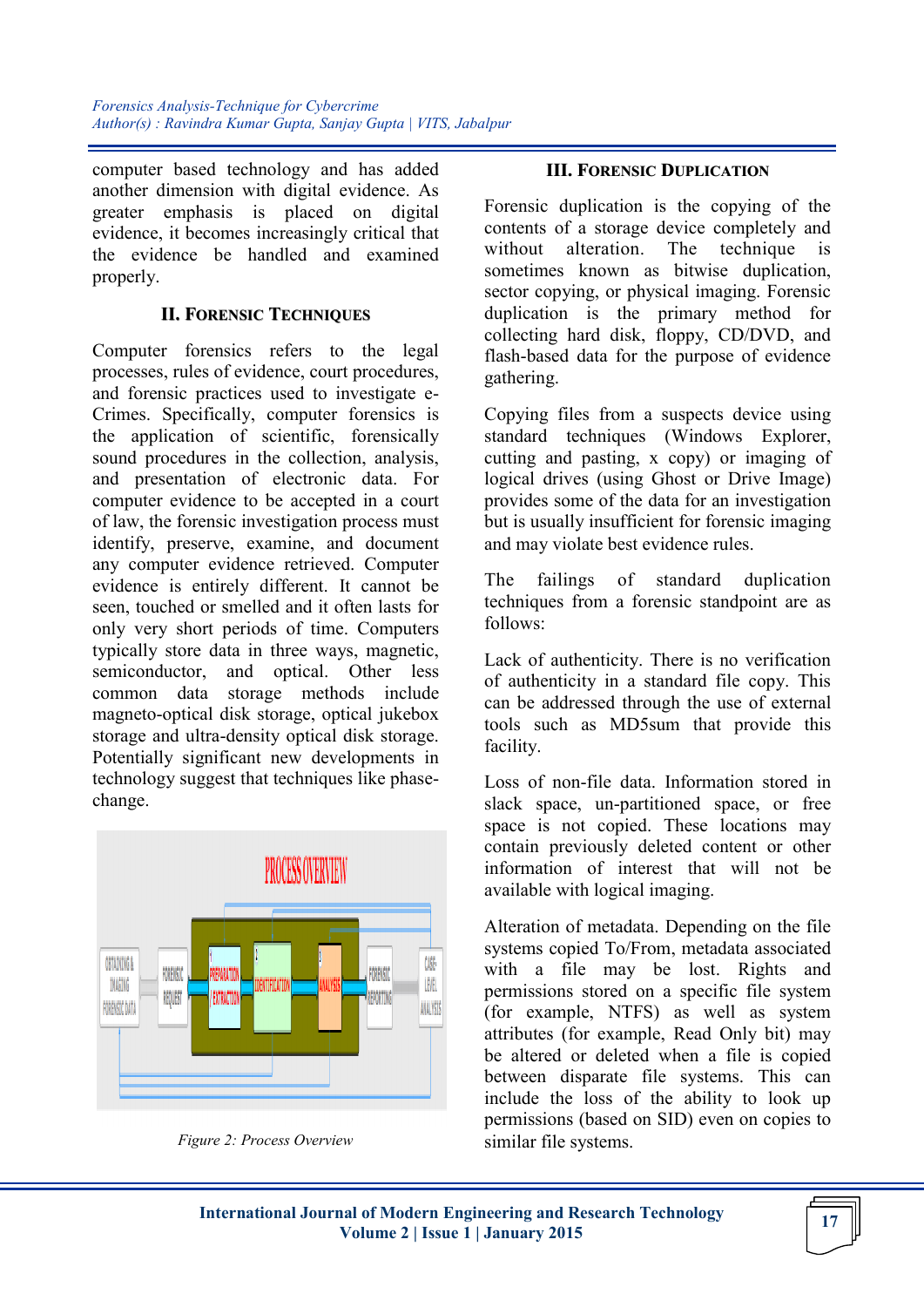computer based technology and has added another dimension with digital evidence. As greater emphasis is placed on digital evidence, it becomes increasingly critical that the evidence be handled and examined properly.

## II. Forensic Techniques

Computer forensics refers to the legal processes, rules of evidence, court procedures, and forensic practices used to investigate e-Crimes. Specifically, computer forensics is the application of scientific, forensically sound procedures in the collection, analysis, and presentation of electronic data. For computer evidence to be accepted in a court of law, the forensic investigation process must identify, preserve, examine, and document any computer evidence retrieved. Computer evidence is entirely different. It cannot be seen, touched or smelled and it often lasts for only very short periods of time. Computers typically store data in three ways, magnetic, semiconductor, and optical. Other less common data storage methods include magneto-optical disk storage, optical jukebox storage and ultra-density optical disk storage. Potentially significant new developments in technology suggest that techniques like phase-change.

*Figure 2: Process Overview*

## III. Forensic Duplication

Forensic duplication is the copying of the contents of a storage device completely and without alteration. The technique is sometimes known as bitwise duplication, sector copying, or physical imaging. Forensic duplication is the primary method for collecting hard disk, floppy, CD/DVD, and flash-based data for the purpose of evidence gathering.

Copying files from a suspects device using standard techniques (Windows Explorer, cutting and pasting, x copy) or imaging of logical drives (using Ghost or Drive Image) provides some of the data for an investigation but is usually insufficient for forensic imaging and may violate best evidence rules.

The failings of standard duplication techniques from a forensic standpoint are as follows:

Lack of authenticity. There is no verification of authenticity in a standard file copy. This can be addressed through the use of external tools such as MD5sum that provide this facility.

Loss of non-file data. Information stored in slack space, un-partitioned space, or free space is not copied. These locations may contain previously deleted content or other information of interest that will not be available with logical imaging.

Alteration of metadata. Depending on the file systems copied To/From, metadata associated with a file may be lost. Rights and permissions stored on a specific file system (for example, NTFS) as well as system attributes (for example, Read Only bit) may be altered or deleted when a file is copied between disparate file systems. This can include the loss of the ability to look up permissions (based on SID) even on copies to similar file systems.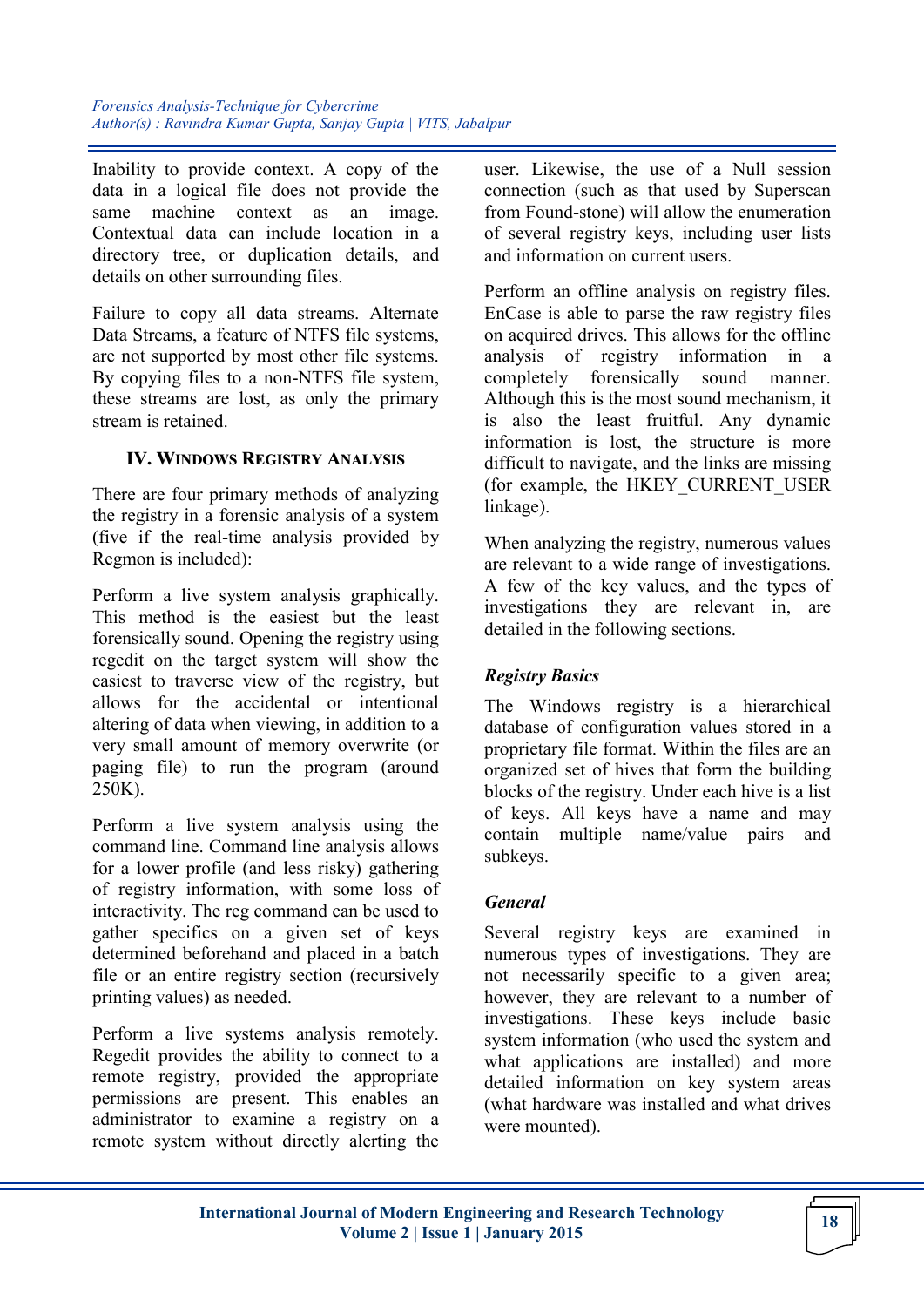Inability to provide context. A copy of the data in a logical file does not provide the same machine context as an image. Contextual data can include location in a directory tree, or duplication details, and details on other surrounding files.

Failure to copy all data streams. Alternate Data Streams, a feature of NTFS file systems, are not supported by most other file systems. By copying files to a non-NTFS file system, these streams are lost, as only the primary stream is retained.

## IV. Windows Registry Analysis

There are four primary methods of analyzing the registry in a forensic analysis of a system (five if the real-time analysis provided by Regmon is included):

Perform a live system analysis graphically. This method is the easiest but the least forensically sound. Opening the registry using regedit on the target system will show the easiest to traverse view of the registry, but allows for the accidental or intentional altering of data when viewing, in addition to a very small amount of memory overwrite (or paging file) to run the program (around 250K).

Perform a live system analysis using the command line. Command line analysis allows for a lower profile (and less risky) gathering of registry information, with some loss of interactivity. The reg command can be used to gather specifics on a given set of keys determined beforehand and placed in a batch file or an entire registry section (recursively printing values) as needed.

Perform a live systems analysis remotely. Regedit provides the ability to connect to a remote registry, provided the appropriate permissions are present. This enables an administrator to examine a registry on a remote system without directly alerting the user. Likewise, the use of a Null session connection (such as that used by Superscan from Found-stone) will allow the enumeration of several registry keys, including user lists and information on current users.

Perform an offline analysis on registry files. EnCase is able to parse the raw registry files on acquired drives. This allows for the offline analysis of registry information in a completely forensically sound manner. Although this is the most sound mechanism, it is also the least fruitful. Any dynamic information is lost, the structure is more difficult to navigate, and the links are missing (for example, the HKEY_CURRENT_USER linkage).

When analyzing the registry, numerous values are relevant to a wide range of investigations. A few of the key values, and the types of investigations they are relevant in, are detailed in the following sections.

### *Registry Basics*

The Windows registry is a hierarchical database of configuration values stored in a proprietary file format. Within the files are an organized set of hives that form the building blocks of the registry. Under each hive is a list of keys. All keys have a name and may contain multiple name/value pairs and subkeys.

### *General*

Several registry keys are examined in numerous types of investigations. They are not necessarily specific to a given area; however, they are relevant to a number of investigations. These keys include basic system information (who used the system and what applications are installed) and more detailed information on key system areas (what hardware was installed and what drives were mounted).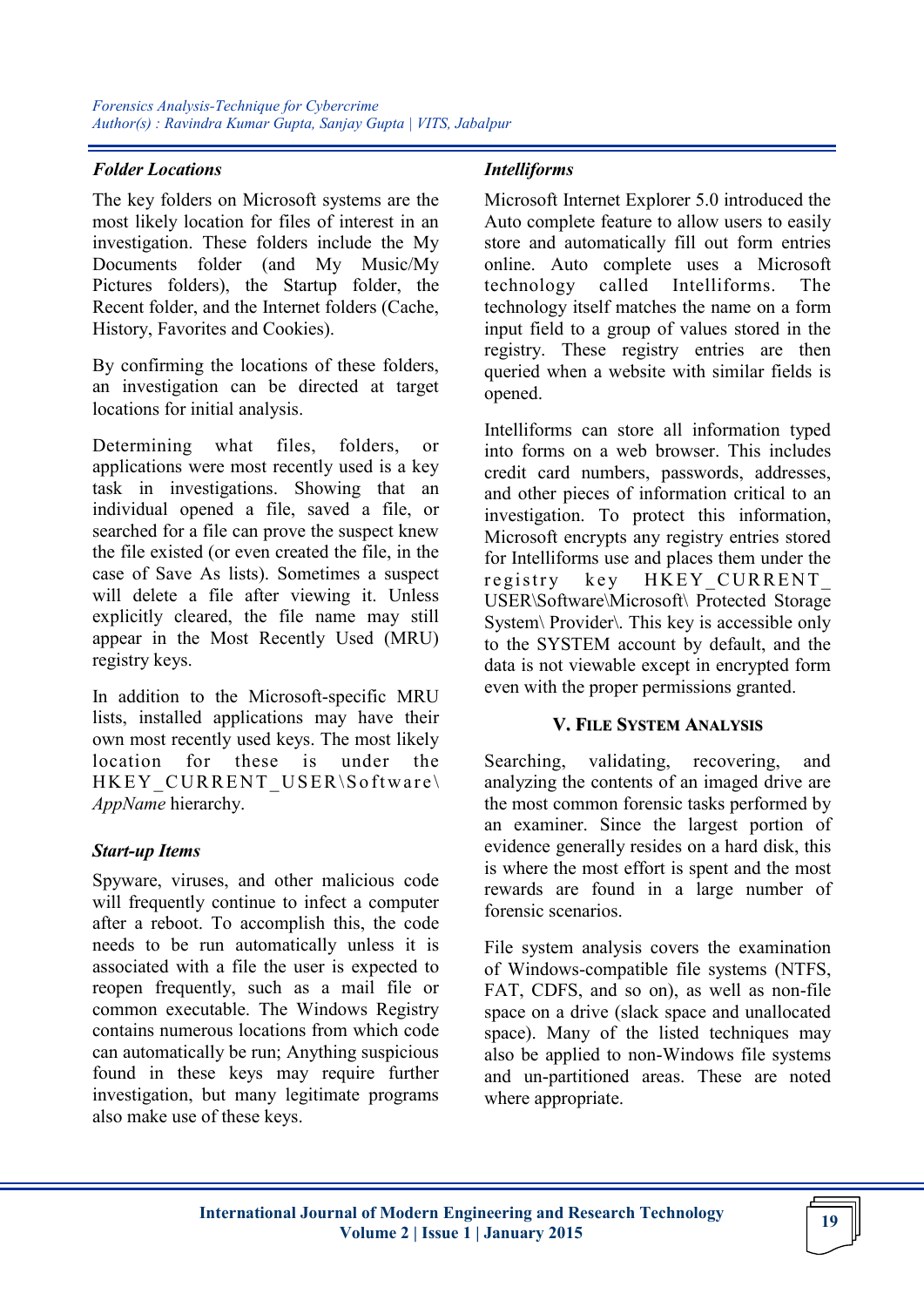### *Folder Locations*

The key folders on Microsoft systems are the most likely location for files of interest in an investigation. These folders include the My Documents folder (and My Music/My Pictures folders), the Startup folder, the Recent folder, and the Internet folders (Cache, History, Favorites and Cookies).

By confirming the locations of these folders, an investigation can be directed at target locations for initial analysis.

Determining what files, folders, or applications were most recently used is a key task in investigations. Showing that an individual opened a file, saved a file, or searched for a file can prove the suspect knew the file existed (or even created the file, in the case of Save As lists). Sometimes a suspect will delete a file after viewing it. Unless explicitly cleared, the file name may still appear in the Most Recently Used (MRU) registry keys.

In addition to the Microsoft-specific MRU lists, installed applications may have their own most recently used keys. The most likely location for these is under the HKEY_CURRENT_USER\Software\ *AppName* hierarchy.

### *Start-up Items*

Spyware, viruses, and other malicious code will frequently continue to infect a computer after a reboot. To accomplish this, the code needs to be run automatically unless it is associated with a file the user is expected to reopen frequently, such as a mail file or common executable. The Windows Registry contains numerous locations from which code can automatically be run; Anything suspicious found in these keys may require further investigation, but many legitimate programs also make use of these keys.

### *Intelliforms*

Microsoft Internet Explorer 5.0 introduced the Auto complete feature to allow users to easily store and automatically fill out form entries online. Auto complete uses a Microsoft technology called Intelliforms. The technology itself matches the name on a form input field to a group of values stored in the registry. These registry entries are then queried when a website with similar fields is opened.

Intelliforms can store all information typed into forms on a web browser. This includes credit card numbers, passwords, addresses, and other pieces of information critical to an investigation. To protect this information, Microsoft encrypts any registry entries stored for Intelliforms use and places them under the registry key HKEY_CURRENT_ USER\Software\Microsoft\ Protected Storage System\ Provider\. This key is accessible only to the SYSTEM account by default, and the data is not viewable except in encrypted form even with the proper permissions granted.

## V. File System Analysis

Searching, validating, recovering, and analyzing the contents of an imaged drive are the most common forensic tasks performed by an examiner. Since the largest portion of evidence generally resides on a hard disk, this is where the most effort is spent and the most rewards are found in a large number of forensic scenarios.

File system analysis covers the examination of Windows-compatible file systems (NTFS, FAT, CDFS, and so on), as well as non-file space on a drive (slack space and unallocated space). Many of the listed techniques may also be applied to non-Windows file systems and un-partitioned areas. These are noted where appropriate.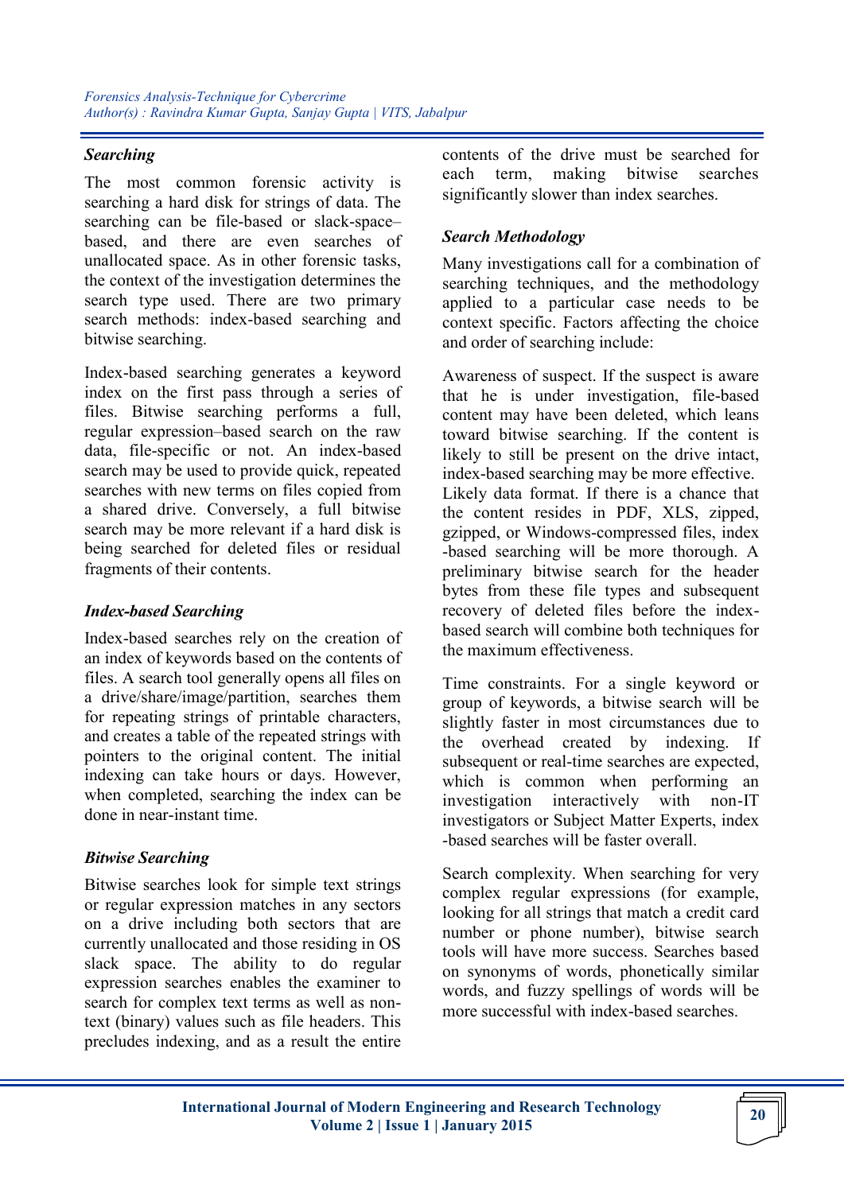### *Searching*

The most common forensic activity is searching a hard disk for strings of data. The searching can be file-based or slack-space–based, and there are even searches of unallocated space. As in other forensic tasks, the context of the investigation determines the search type used. There are two primary search methods: index-based searching and bitwise searching.

Index-based searching generates a keyword index on the first pass through a series of files. Bitwise searching performs a full, regular expression–based search on the raw data, file-specific or not. An index-based search may be used to provide quick, repeated searches with new terms on files copied from a shared drive. Conversely, a full bitwise search may be more relevant if a hard disk is being searched for deleted files or residual fragments of their contents.

### *Index-based Searching*

Index-based searches rely on the creation of an index of keywords based on the contents of files. A search tool generally opens all files on a drive/share/image/partition, searches them for repeating strings of printable characters, and creates a table of the repeated strings with pointers to the original content. The initial indexing can take hours or days. However, when completed, searching the index can be done in near-instant time.

### *Bitwise Searching*

Bitwise searches look for simple text strings or regular expression matches in any sectors on a drive including both sectors that are currently unallocated and those residing in OS slack space. The ability to do regular expression searches enables the examiner to search for complex text terms as well as non-text (binary) values such as file headers. This precludes indexing, and as a result the entire contents of the drive must be searched for each term, making bitwise searches significantly slower than index searches.

### *Search Methodology*

Many investigations call for a combination of searching techniques, and the methodology applied to a particular case needs to be context specific. Factors affecting the choice and order of searching include:

Awareness of suspect. If the suspect is aware that he is under investigation, file-based content may have been deleted, which leans toward bitwise searching. If the content is likely to still be present on the drive intact, index-based searching may be more effective. Likely data format. If there is a chance that the content resides in PDF, XLS, zipped, gzipped, or Windows-compressed files, index -based searching will be more thorough. A preliminary bitwise search for the header bytes from these file types and subsequent recovery of deleted files before the index-based search will combine both techniques for the maximum effectiveness.

Time constraints. For a single keyword or group of keywords, a bitwise search will be slightly faster in most circumstances due to the overhead created by indexing. If subsequent or real-time searches are expected, which is common when performing an investigation interactively with non-IT investigators or Subject Matter Experts, index -based searches will be faster overall.

Search complexity. When searching for very complex regular expressions (for example, looking for all strings that match a credit card number or phone number), bitwise search tools will have more success. Searches based on synonyms of words, phonetically similar words, and fuzzy spellings of words will be more successful with index-based searches.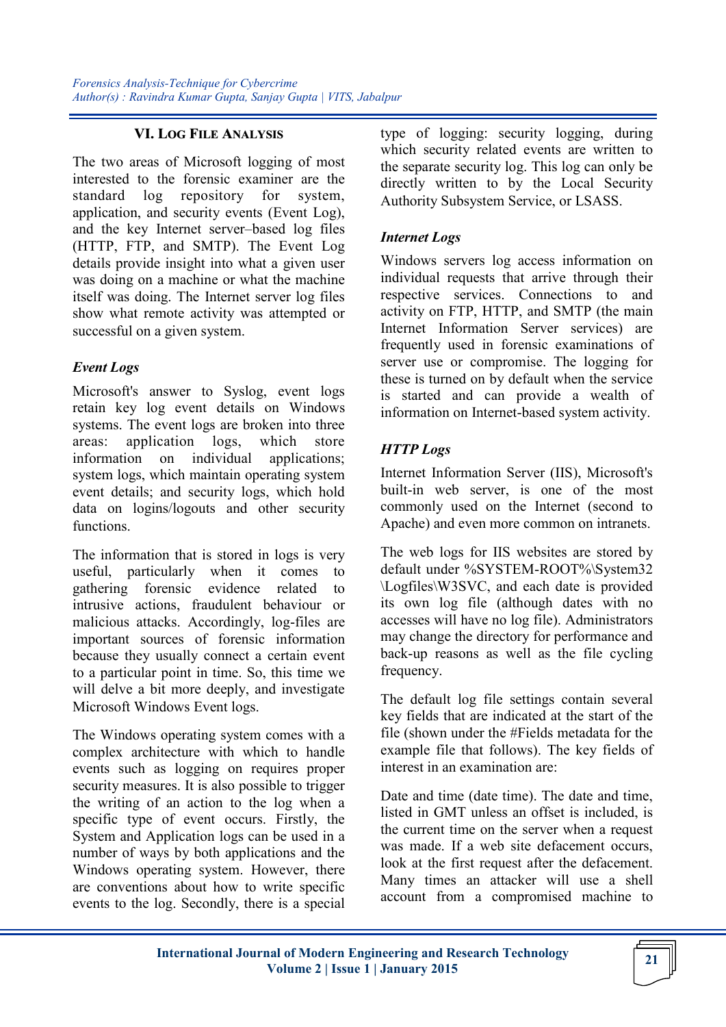## VI. Log File Analysis

The two areas of Microsoft logging of most interested to the forensic examiner are the standard log repository for system, application, and security events (Event Log), and the key Internet server–based log files (HTTP, FTP, and SMTP). The Event Log details provide insight into what a given user was doing on a machine or what the machine itself was doing. The Internet server log files show what remote activity was attempted or successful on a given system.

### *Event Logs*

Microsoft's answer to Syslog, event logs retain key log event details on Windows systems. The event logs are broken into three areas: application logs, which store information on individual applications; system logs, which maintain operating system event details; and security logs, which hold data on logins/logouts and other security functions.

The information that is stored in logs is very useful, particularly when it comes to gathering forensic evidence related to intrusive actions, fraudulent behaviour or malicious attacks. Accordingly, log-files are important sources of forensic information because they usually connect a certain event to a particular point in time. So, this time we will delve a bit more deeply, and investigate Microsoft Windows Event logs.

The Windows operating system comes with a complex architecture with which to handle events such as logging on requires proper security measures. It is also possible to trigger the writing of an action to the log when a specific type of event occurs. Firstly, the System and Application logs can be used in a number of ways by both applications and the Windows operating system. However, there are conventions about how to write specific events to the log. Secondly, there is a special type of logging: security logging, during which security related events are written to the separate security log. This log can only be directly written to by the Local Security Authority Subsystem Service, or LSASS.

### *Internet Logs*

Windows servers log access information on individual requests that arrive through their respective services. Connections to and activity on FTP, HTTP, and SMTP (the main Internet Information Server services) are frequently used in forensic examinations of server use or compromise. The logging for these is turned on by default when the service is started and can provide a wealth of information on Internet-based system activity.

### *HTTP Logs*

Internet Information Server (IIS), Microsoft's built-in web server, is one of the most commonly used on the Internet (second to Apache) and even more common on intranets.

The web logs for IIS websites are stored by default under %SYSTEM-ROOT%\System32 \Logfiles\W3SVC, and each date is provided its own log file (although dates with no accesses will have no log file). Administrators may change the directory for performance and back-up reasons as well as the file cycling frequency.

The default log file settings contain several key fields that are indicated at the start of the file (shown under the #Fields metadata for the example file that follows). The key fields of interest in an examination are:

Date and time (date time). The date and time, listed in GMT unless an offset is included, is the current time on the server when a request was made. If a web site defacement occurs, look at the first request after the defacement. Many times an attacker will use a shell account from a compromised machine to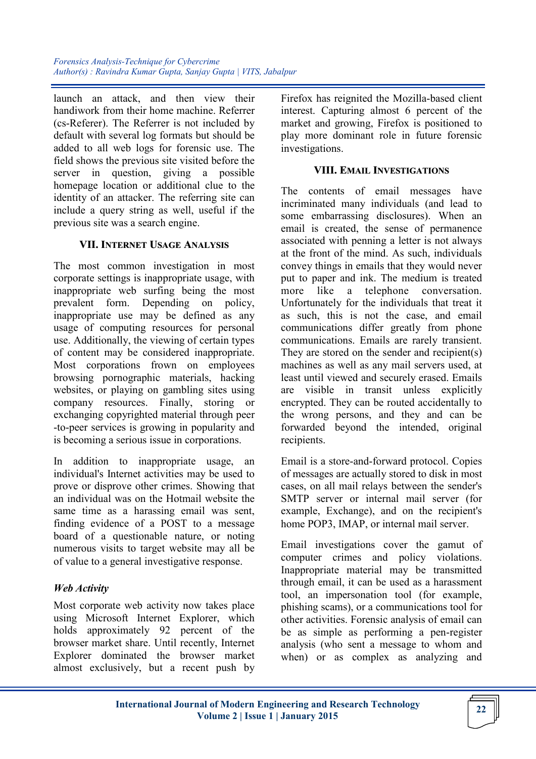launch an attack, and then view their handiwork from their home machine. Referrer (cs-Referer). The Referrer is not included by default with several log formats but should be added to all web logs for forensic use. The field shows the previous site visited before the server in question, giving a possible homepage location or additional clue to the identity of an attacker. The referring site can include a query string as well, useful if the previous site was a search engine.

## VII. Internet Usage Analysis

The most common investigation in most corporate settings is inappropriate usage, with inappropriate web surfing being the most prevalent form. Depending on policy, inappropriate use may be defined as any usage of computing resources for personal use. Additionally, the viewing of certain types of content may be considered inappropriate. Most corporations frown on employees browsing pornographic materials, hacking websites, or playing on gambling sites using company resources. Finally, storing or exchanging copyrighted material through peer -to-peer services is growing in popularity and is becoming a serious issue in corporations.

In addition to inappropriate usage, an individual's Internet activities may be used to prove or disprove other crimes. Showing that an individual was on the Hotmail website the same time as a harassing email was sent, finding evidence of a POST to a message board of a questionable nature, or noting numerous visits to target website may all be of value to a general investigative response.

### *Web Activity*

Most corporate web activity now takes place using Microsoft Internet Explorer, which holds approximately 92 percent of the browser market share. Until recently, Internet Explorer dominated the browser market almost exclusively, but a recent push by Firefox has reignited the Mozilla-based client interest. Capturing almost 6 percent of the market and growing, Firefox is positioned to play more dominant role in future forensic investigations.

## VIII. Email Investigations

The contents of email messages have incriminated many individuals (and lead to some embarrassing disclosures). When an email is created, the sense of permanence associated with penning a letter is not always at the front of the mind. As such, individuals convey things in emails that they would never put to paper and ink. The medium is treated more like a telephone conversation. Unfortunately for the individuals that treat it as such, this is not the case, and email communications differ greatly from phone communications. Emails are rarely transient. They are stored on the sender and recipient(s) machines as well as any mail servers used, at least until viewed and securely erased. Emails are visible in transit unless explicitly encrypted. They can be routed accidentally to the wrong persons, and they and can be forwarded beyond the intended, original recipients.

Email is a store-and-forward protocol. Copies of messages are actually stored to disk in most cases, on all mail relays between the sender's SMTP server or internal mail server (for example, Exchange), and on the recipient's home POP3, IMAP, or internal mail server.

Email investigations cover the gamut of computer crimes and policy violations. Inappropriate material may be transmitted through email, it can be used as a harassment tool, an impersonation tool (for example, phishing scams), or a communications tool for other activities. Forensic analysis of email can be as simple as performing a pen-register analysis (who sent a message to whom and when) or as complex as analyzing and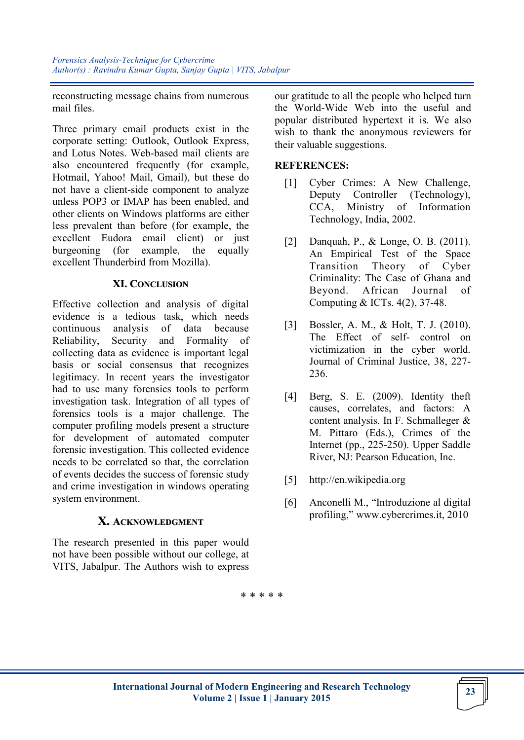reconstructing message chains from numerous mail files.

Three primary email products exist in the corporate setting: Outlook, Outlook Express, and Lotus Notes. Web-based mail clients are also encountered frequently (for example, Hotmail, Yahoo! Mail, Gmail), but these do not have a client-side component to analyze unless POP3 or IMAP has been enabled, and other clients on Windows platforms are either less prevalent than before (for example, the excellent Eudora email client) or just burgeoning (for example, the equally excellent Thunderbird from Mozilla).

## XI. Conclusion

Effective collection and analysis of digital evidence is a tedious task, which needs continuous analysis of data because Reliability, Security and Formality of collecting data as evidence is important legal basis or social consensus that recognizes legitimacy. In recent years the investigator had to use many forensics tools to perform investigation task. Integration of all types of forensics tools is a major challenge. The computer profiling models present a structure for development of automated computer forensic investigation. This collected evidence needs to be correlated so that, the correlation of events decides the success of forensic study and crime investigation in windows operating system environment.

## X. Acknowledgment

The research presented in this paper would not have been possible without our college, at VITS, Jabalpur. The Authors wish to express our gratitude to all the people who helped turn the World-Wide Web into the useful and popular distributed hypertext it is. We also wish to thank the anonymous reviewers for their valuable suggestions.

## REFERENCES:

[1] Cyber Crimes: A New Challenge, Deputy Controller (Technology), CCA, Ministry of Information Technology, India, 2002.

[2] Danquah, P., & Longe, O. B. (2011). An Empirical Test of the Space Transition Theory of Cyber Criminality: The Case of Ghana and Beyond. African Journal of Computing & ICTs. 4(2), 37-48.

[3] Bossler, A. M., & Holt, T. J. (2010). The Effect of self- control on victimization in the cyber world. Journal of Criminal Justice, 38, 227-236.

[4] Berg, S. E. (2009). Identity theft causes, correlates, and factors: A content analysis. In F. Schmalleger & M. Pittaro (Eds.), Crimes of the Internet (pp., 225-250). Upper Saddle River, NJ: Pearson Education, Inc.

[5] http://en.wikipedia.org

[6] Anconelli M., "Introduzione al digital profiling," www.cybercrimes.it, 2010

* * * * *